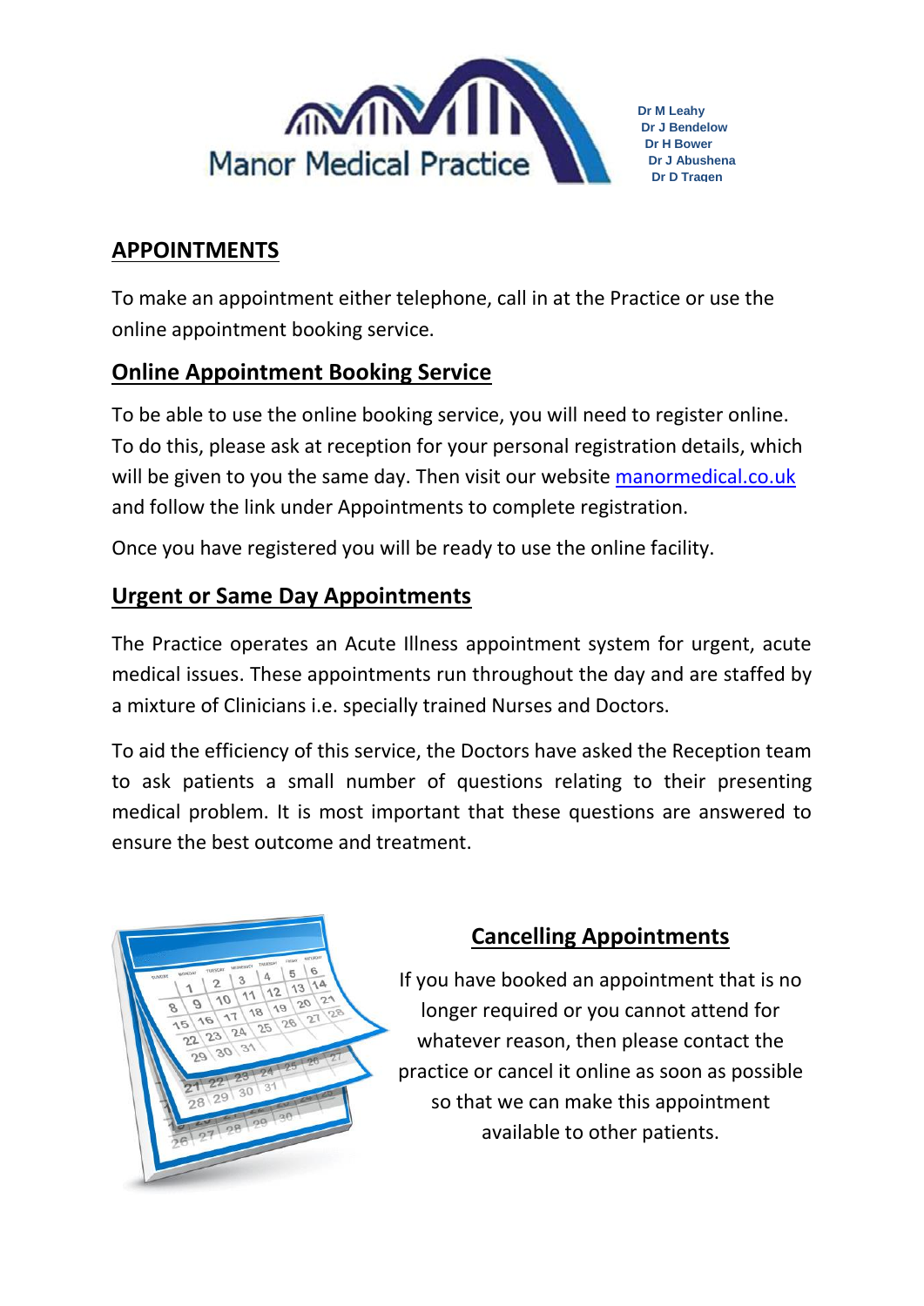Manor Medical Practice

Dr M Leahy
Dr J Bendelow
Dr H Bower
Dr J Abushena
Dr D Tragen

## APPOINTMENTS

To make an appointment either telephone, call in at the Practice or use the online appointment booking service.

## Online Appointment Booking Service

To be able to use the online booking service, you will need to register online. To do this, please ask at reception for your personal registration details, which will be given to you the same day. Then visit our website [manormedical.co.uk](manormedical.co.uk) and follow the link under Appointments to complete registration.

Once you have registered you will be ready to use the online facility.

## Urgent or Same Day Appointments

The Practice operates an Acute Illness appointment system for urgent, acute medical issues. These appointments run throughout the day and are staffed by a mixture of Clinicians i.e. specially trained Nurses and Doctors.

To aid the efficiency of this service, the Doctors have asked the Reception team to ask patients a small number of questions relating to their presenting medical problem. It is most important that these questions are answered to ensure the best outcome and treatment.

## Cancelling Appointments

If you have booked an appointment that is no longer required or you cannot attend for whatever reason, then please contact the practice or cancel it online as soon as possible so that we can make this appointment available to other patients.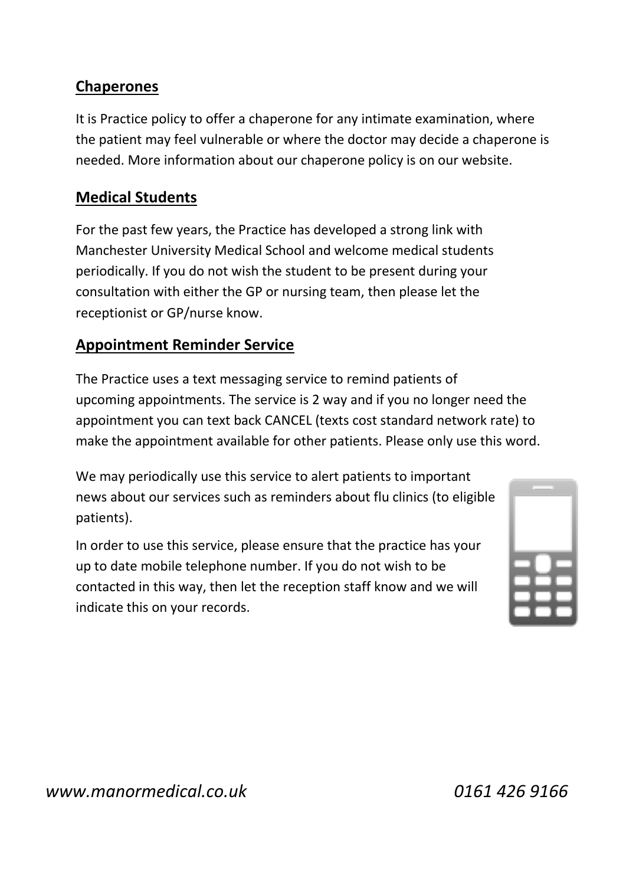## Chaperones

It is Practice policy to offer a chaperone for any intimate examination, where the patient may feel vulnerable or where the doctor may decide a chaperone is needed. More information about our chaperone policy is on our website.

## Medical Students

For the past few years, the Practice has developed a strong link with Manchester University Medical School and welcome medical students periodically. If you do not wish the student to be present during your consultation with either the GP or nursing team, then please let the receptionist or GP/nurse know.

## Appointment Reminder Service

The Practice uses a text messaging service to remind patients of upcoming appointments. The service is 2 way and if you no longer need the appointment you can text back CANCEL (texts cost standard network rate) to make the appointment available for other patients. Please only use this word.

We may periodically use this service to alert patients to important news about our services such as reminders about flu clinics (to eligible patients).

In order to use this service, please ensure that the practice has your up to date mobile telephone number. If you do not wish to be contacted in this way, then let the reception staff know and we will indicate this on your records.

*www.manormedical.co.uk* *0161 426 9166*